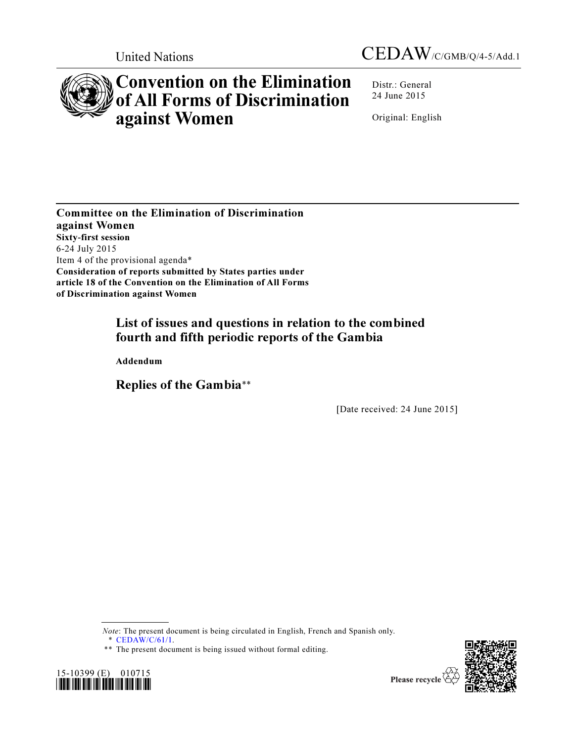United Nations

CEDAW/C/GMB/Q/4-5/Add.1

# Convention on the Elimination of All Forms of Discrimination against Women

Distr.: General
24 June 2015

Original: English

**Committee on the Elimination of Discrimination against Women**
**Sixty-first session**
6-24 July 2015
Item 4 of the provisional agenda*
**Consideration of reports submitted by States parties under article 18 of the Convention on the Elimination of All Forms of Discrimination against Women**

## List of issues and questions in relation to the combined fourth and fifth periodic reports of the Gambia

**Addendum**

## Replies of the Gambia**

[Date received: 24 June 2015]

*Note*: The present document is being circulated in English, French and Spanish only.

\* CEDAW/C/61/1.

\*\* The present document is being issued without formal editing.

15-10399 (E) 010715

Please recycle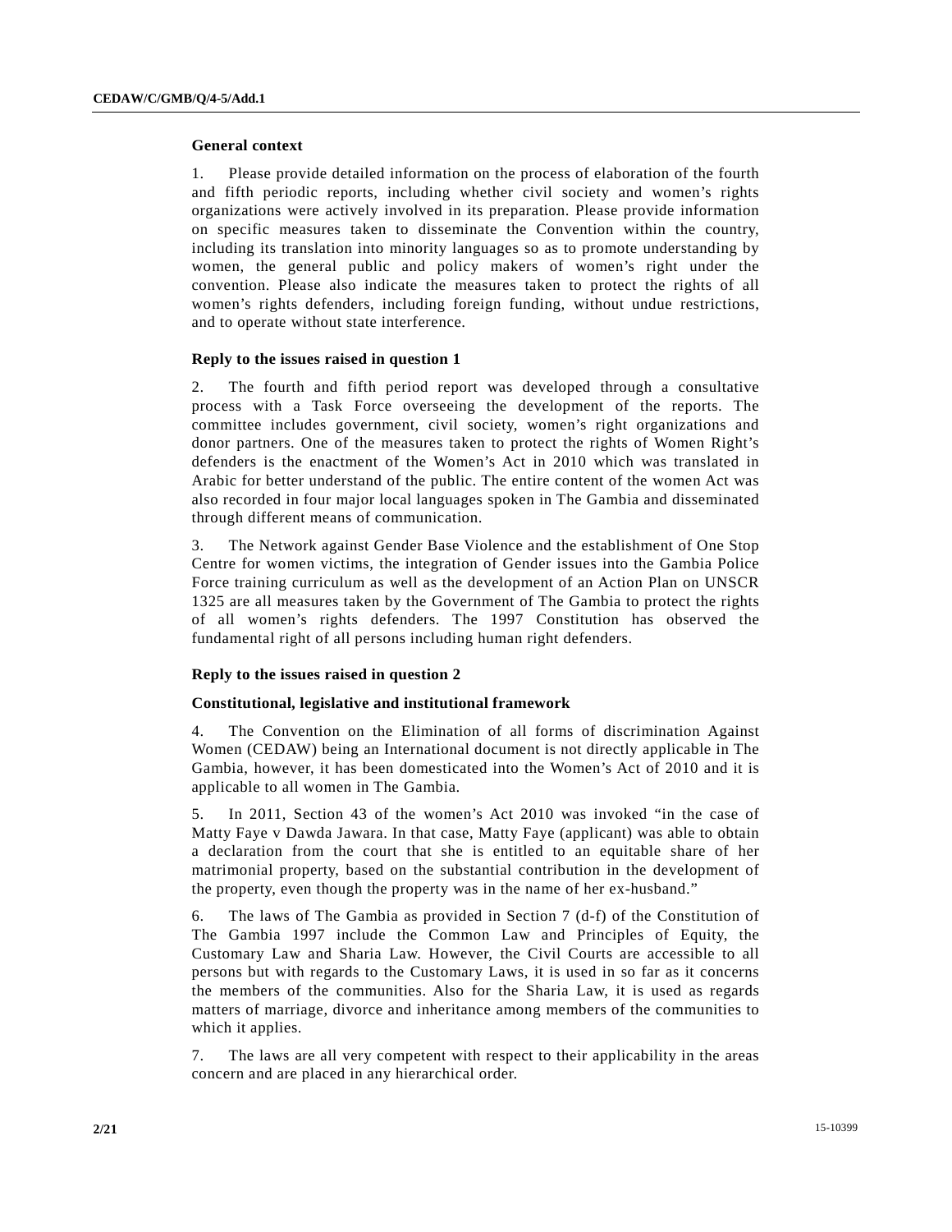**General context**

1. Please provide detailed information on the process of elaboration of the fourth and fifth periodic reports, including whether civil society and women's rights organizations were actively involved in its preparation. Please provide information on specific measures taken to disseminate the Convention within the country, including its translation into minority languages so as to promote understanding by women, the general public and policy makers of women's right under the convention. Please also indicate the measures taken to protect the rights of all women's rights defenders, including foreign funding, without undue restrictions, and to operate without state interference.

**Reply to the issues raised in question 1**

2. The fourth and fifth period report was developed through a consultative process with a Task Force overseeing the development of the reports. The committee includes government, civil society, women's right organizations and donor partners. One of the measures taken to protect the rights of Women Right's defenders is the enactment of the Women's Act in 2010 which was translated in Arabic for better understand of the public. The entire content of the women Act was also recorded in four major local languages spoken in The Gambia and disseminated through different means of communication.

3. The Network against Gender Base Violence and the establishment of One Stop Centre for women victims, the integration of Gender issues into the Gambia Police Force training curriculum as well as the development of an Action Plan on UNSCR 1325 are all measures taken by the Government of The Gambia to protect the rights of all women's rights defenders. The 1997 Constitution has observed the fundamental right of all persons including human right defenders.

**Reply to the issues raised in question 2**

**Constitutional, legislative and institutional framework**

4. The Convention on the Elimination of all forms of discrimination Against Women (CEDAW) being an International document is not directly applicable in The Gambia, however, it has been domesticated into the Women's Act of 2010 and it is applicable to all women in The Gambia.

5. In 2011, Section 43 of the women's Act 2010 was invoked "in the case of Matty Faye v Dawda Jawara. In that case, Matty Faye (applicant) was able to obtain a declaration from the court that she is entitled to an equitable share of her matrimonial property, based on the substantial contribution in the development of the property, even though the property was in the name of her ex-husband."

6. The laws of The Gambia as provided in Section 7 (d-f) of the Constitution of The Gambia 1997 include the Common Law and Principles of Equity, the Customary Law and Sharia Law. However, the Civil Courts are accessible to all persons but with regards to the Customary Laws, it is used in so far as it concerns the members of the communities. Also for the Sharia Law, it is used as regards matters of marriage, divorce and inheritance among members of the communities to which it applies.

7. The laws are all very competent with respect to their applicability in the areas concern and are placed in any hierarchical order.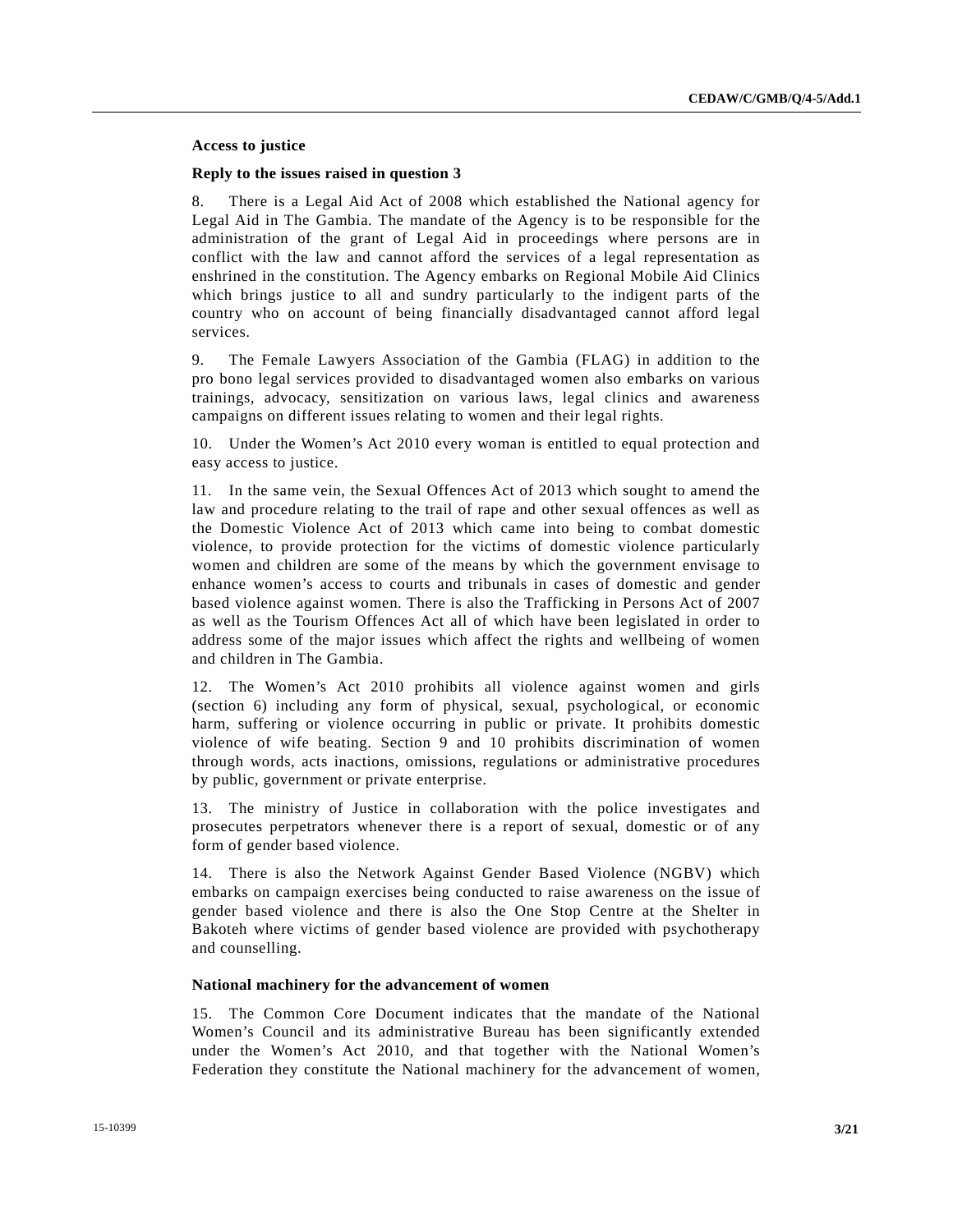**Access to justice**

**Reply to the issues raised in question 3**

8. There is a Legal Aid Act of 2008 which established the National agency for Legal Aid in The Gambia. The mandate of the Agency is to be responsible for the administration of the grant of Legal Aid in proceedings where persons are in conflict with the law and cannot afford the services of a legal representation as enshrined in the constitution. The Agency embarks on Regional Mobile Aid Clinics which brings justice to all and sundry particularly to the indigent parts of the country who on account of being financially disadvantaged cannot afford legal services.

9. The Female Lawyers Association of the Gambia (FLAG) in addition to the pro bono legal services provided to disadvantaged women also embarks on various trainings, advocacy, sensitization on various laws, legal clinics and awareness campaigns on different issues relating to women and their legal rights.

10. Under the Women's Act 2010 every woman is entitled to equal protection and easy access to justice.

11. In the same vein, the Sexual Offences Act of 2013 which sought to amend the law and procedure relating to the trail of rape and other sexual offences as well as the Domestic Violence Act of 2013 which came into being to combat domestic violence, to provide protection for the victims of domestic violence particularly women and children are some of the means by which the government envisage to enhance women's access to courts and tribunals in cases of domestic and gender based violence against women. There is also the Trafficking in Persons Act of 2007 as well as the Tourism Offences Act all of which have been legislated in order to address some of the major issues which affect the rights and wellbeing of women and children in The Gambia.

12. The Women's Act 2010 prohibits all violence against women and girls (section 6) including any form of physical, sexual, psychological, or economic harm, suffering or violence occurring in public or private. It prohibits domestic violence of wife beating. Section 9 and 10 prohibits discrimination of women through words, acts inactions, omissions, regulations or administrative procedures by public, government or private enterprise.

13. The ministry of Justice in collaboration with the police investigates and prosecutes perpetrators whenever there is a report of sexual, domestic or of any form of gender based violence.

14. There is also the Network Against Gender Based Violence (NGBV) which embarks on campaign exercises being conducted to raise awareness on the issue of gender based violence and there is also the One Stop Centre at the Shelter in Bakoteh where victims of gender based violence are provided with psychotherapy and counselling.

**National machinery for the advancement of women**

15. The Common Core Document indicates that the mandate of the National Women's Council and its administrative Bureau has been significantly extended under the Women's Act 2010, and that together with the National Women's Federation they constitute the National machinery for the advancement of women,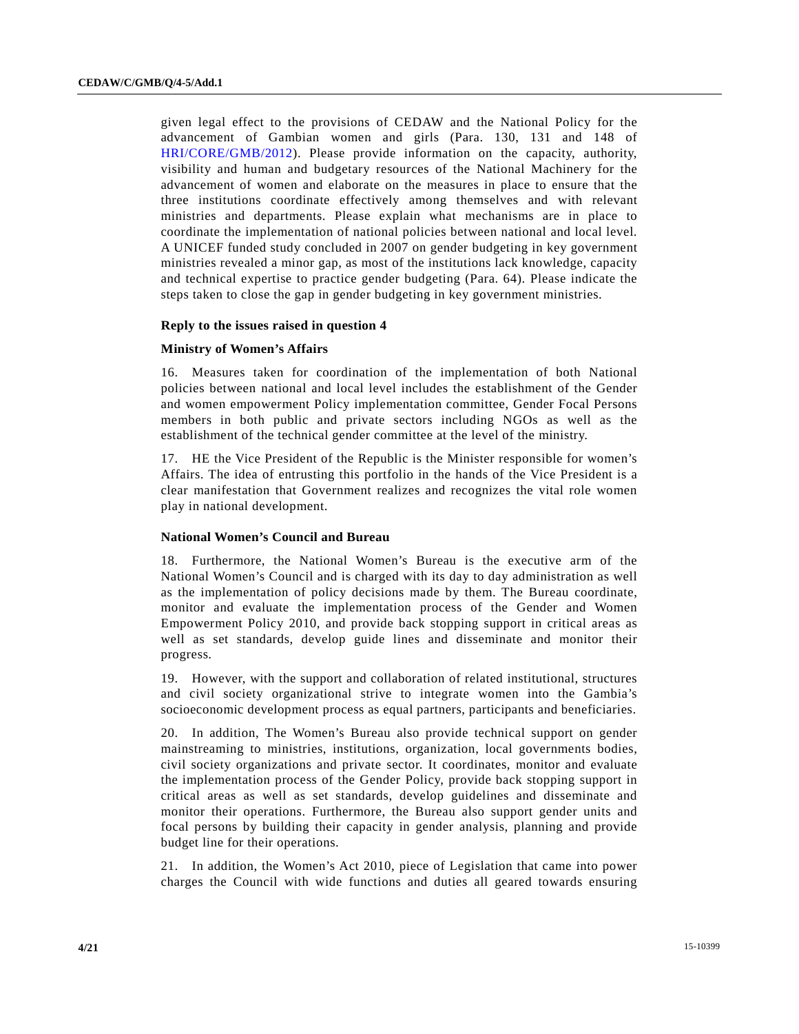given legal effect to the provisions of CEDAW and the National Policy for the advancement of Gambian women and girls (Para. 130, 131 and 148 of HRI/CORE/GMB/2012). Please provide information on the capacity, authority, visibility and human and budgetary resources of the National Machinery for the advancement of women and elaborate on the measures in place to ensure that the three institutions coordinate effectively among themselves and with relevant ministries and departments. Please explain what mechanisms are in place to coordinate the implementation of national policies between national and local level. A UNICEF funded study concluded in 2007 on gender budgeting in key government ministries revealed a minor gap, as most of the institutions lack knowledge, capacity and technical expertise to practice gender budgeting (Para. 64). Please indicate the steps taken to close the gap in gender budgeting in key government ministries.

### Reply to the issues raised in question 4

#### Ministry of Women's Affairs

16. Measures taken for coordination of the implementation of both National policies between national and local level includes the establishment of the Gender and women empowerment Policy implementation committee, Gender Focal Persons members in both public and private sectors including NGOs as well as the establishment of the technical gender committee at the level of the ministry.

17. HE the Vice President of the Republic is the Minister responsible for women's Affairs. The idea of entrusting this portfolio in the hands of the Vice President is a clear manifestation that Government realizes and recognizes the vital role women play in national development.

#### National Women's Council and Bureau

18. Furthermore, the National Women's Bureau is the executive arm of the National Women's Council and is charged with its day to day administration as well as the implementation of policy decisions made by them. The Bureau coordinate, monitor and evaluate the implementation process of the Gender and Women Empowerment Policy 2010, and provide back stopping support in critical areas as well as set standards, develop guide lines and disseminate and monitor their progress.

19. However, with the support and collaboration of related institutional, structures and civil society organizational strive to integrate women into the Gambia's socioeconomic development process as equal partners, participants and beneficiaries.

20. In addition, The Women's Bureau also provide technical support on gender mainstreaming to ministries, institutions, organization, local governments bodies, civil society organizations and private sector. It coordinates, monitor and evaluate the implementation process of the Gender Policy, provide back stopping support in critical areas as well as set standards, develop guidelines and disseminate and monitor their operations. Furthermore, the Bureau also support gender units and focal persons by building their capacity in gender analysis, planning and provide budget line for their operations.

21. In addition, the Women's Act 2010, piece of Legislation that came into power charges the Council with wide functions and duties all geared towards ensuring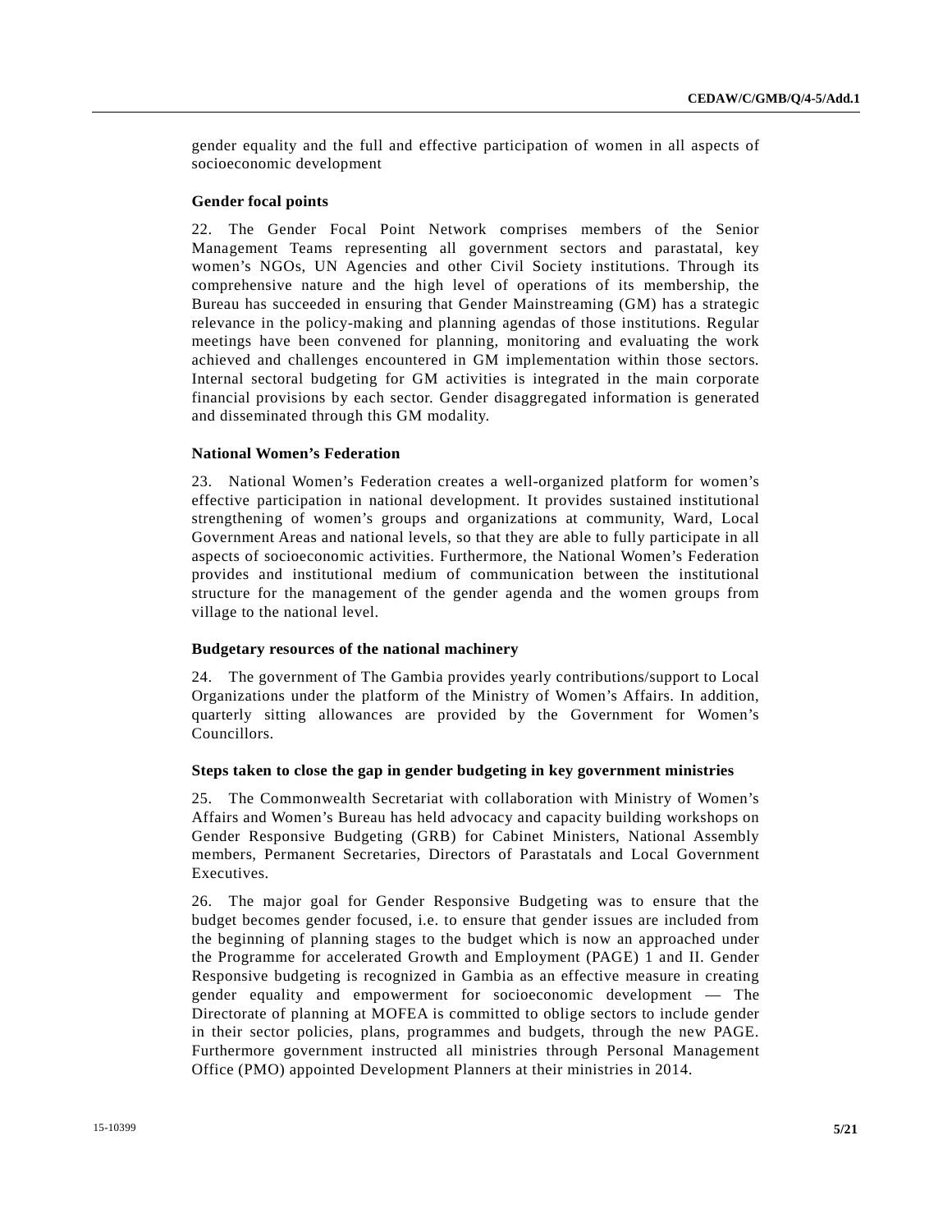gender equality and the full and effective participation of women in all aspects of socioeconomic development

**Gender focal points**

22. The Gender Focal Point Network comprises members of the Senior Management Teams representing all government sectors and parastatal, key women's NGOs, UN Agencies and other Civil Society institutions. Through its comprehensive nature and the high level of operations of its membership, the Bureau has succeeded in ensuring that Gender Mainstreaming (GM) has a strategic relevance in the policy-making and planning agendas of those institutions. Regular meetings have been convened for planning, monitoring and evaluating the work achieved and challenges encountered in GM implementation within those sectors. Internal sectoral budgeting for GM activities is integrated in the main corporate financial provisions by each sector. Gender disaggregated information is generated and disseminated through this GM modality.

**National Women's Federation**

23. National Women's Federation creates a well-organized platform for women's effective participation in national development. It provides sustained institutional strengthening of women's groups and organizations at community, Ward, Local Government Areas and national levels, so that they are able to fully participate in all aspects of socioeconomic activities. Furthermore, the National Women's Federation provides and institutional medium of communication between the institutional structure for the management of the gender agenda and the women groups from village to the national level.

**Budgetary resources of the national machinery**

24. The government of The Gambia provides yearly contributions/support to Local Organizations under the platform of the Ministry of Women's Affairs. In addition, quarterly sitting allowances are provided by the Government for Women's Councillors.

**Steps taken to close the gap in gender budgeting in key government ministries**

25. The Commonwealth Secretariat with collaboration with Ministry of Women's Affairs and Women's Bureau has held advocacy and capacity building workshops on Gender Responsive Budgeting (GRB) for Cabinet Ministers, National Assembly members, Permanent Secretaries, Directors of Parastatals and Local Government Executives.

26. The major goal for Gender Responsive Budgeting was to ensure that the budget becomes gender focused, i.e. to ensure that gender issues are included from the beginning of planning stages to the budget which is now an approached under the Programme for accelerated Growth and Employment (PAGE) 1 and II. Gender Responsive budgeting is recognized in Gambia as an effective measure in creating gender equality and empowerment for socioeconomic development — The Directorate of planning at MOFEA is committed to oblige sectors to include gender in their sector policies, plans, programmes and budgets, through the new PAGE. Furthermore government instructed all ministries through Personal Management Office (PMO) appointed Development Planners at their ministries in 2014.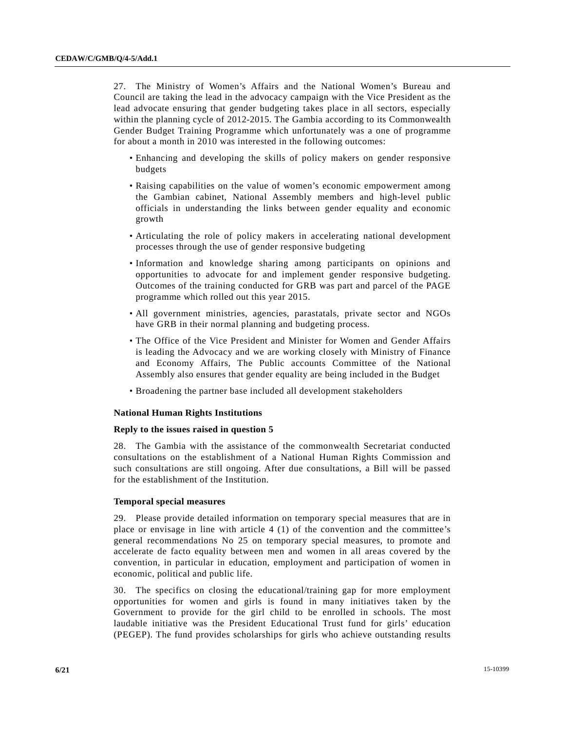27. The Ministry of Women's Affairs and the National Women's Bureau and Council are taking the lead in the advocacy campaign with the Vice President as the lead advocate ensuring that gender budgeting takes place in all sectors, especially within the planning cycle of 2012-2015. The Gambia according to its Commonwealth Gender Budget Training Programme which unfortunately was a one of programme for about a month in 2010 was interested in the following outcomes:

- Enhancing and developing the skills of policy makers on gender responsive budgets
- Raising capabilities on the value of women's economic empowerment among the Gambian cabinet, National Assembly members and high-level public officials in understanding the links between gender equality and economic growth
- Articulating the role of policy makers in accelerating national development processes through the use of gender responsive budgeting
- Information and knowledge sharing among participants on opinions and opportunities to advocate for and implement gender responsive budgeting. Outcomes of the training conducted for GRB was part and parcel of the PAGE programme which rolled out this year 2015.
- All government ministries, agencies, parastatals, private sector and NGOs have GRB in their normal planning and budgeting process.
- The Office of the Vice President and Minister for Women and Gender Affairs is leading the Advocacy and we are working closely with Ministry of Finance and Economy Affairs, The Public accounts Committee of the National Assembly also ensures that gender equality are being included in the Budget
- Broadening the partner base included all development stakeholders

**National Human Rights Institutions**

**Reply to the issues raised in question 5**

28. The Gambia with the assistance of the commonwealth Secretariat conducted consultations on the establishment of a National Human Rights Commission and such consultations are still ongoing. After due consultations, a Bill will be passed for the establishment of the Institution.

**Temporal special measures**

29. Please provide detailed information on temporary special measures that are in place or envisage in line with article 4 (1) of the convention and the committee's general recommendations No 25 on temporary special measures, to promote and accelerate de facto equality between men and women in all areas covered by the convention, in particular in education, employment and participation of women in economic, political and public life.

30. The specifics on closing the educational/training gap for more employment opportunities for women and girls is found in many initiatives taken by the Government to provide for the girl child to be enrolled in schools. The most laudable initiative was the President Educational Trust fund for girls' education (PEGEP). The fund provides scholarships for girls who achieve outstanding results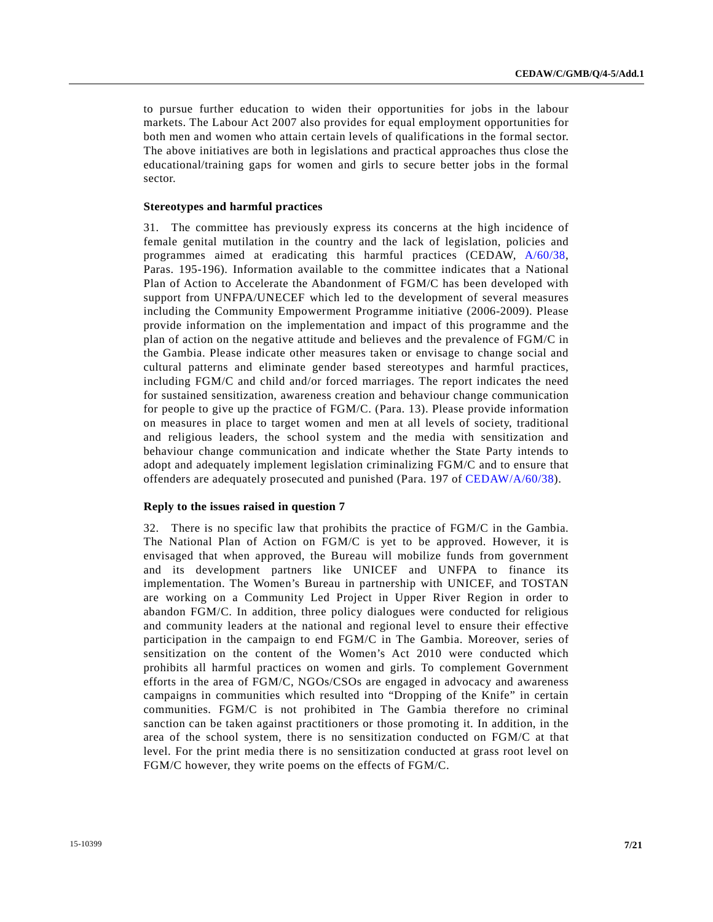to pursue further education to widen their opportunities for jobs in the labour markets. The Labour Act 2007 also provides for equal employment opportunities for both men and women who attain certain levels of qualifications in the formal sector. The above initiatives are both in legislations and practical approaches thus close the educational/training gaps for women and girls to secure better jobs in the formal sector.

### Stereotypes and harmful practices

31. The committee has previously express its concerns at the high incidence of female genital mutilation in the country and the lack of legislation, policies and programmes aimed at eradicating this harmful practices (CEDAW, A/60/38, Paras. 195-196). Information available to the committee indicates that a National Plan of Action to Accelerate the Abandonment of FGM/C has been developed with support from UNFPA/UNECEF which led to the development of several measures including the Community Empowerment Programme initiative (2006-2009). Please provide information on the implementation and impact of this programme and the plan of action on the negative attitude and believes and the prevalence of FGM/C in the Gambia. Please indicate other measures taken or envisage to change social and cultural patterns and eliminate gender based stereotypes and harmful practices, including FGM/C and child and/or forced marriages. The report indicates the need for sustained sensitization, awareness creation and behaviour change communication for people to give up the practice of FGM/C. (Para. 13). Please provide information on measures in place to target women and men at all levels of society, traditional and religious leaders, the school system and the media with sensitization and behaviour change communication and indicate whether the State Party intends to adopt and adequately implement legislation criminalizing FGM/C and to ensure that offenders are adequately prosecuted and punished (Para. 197 of CEDAW/A/60/38).

### Reply to the issues raised in question 7

32. There is no specific law that prohibits the practice of FGM/C in the Gambia. The National Plan of Action on FGM/C is yet to be approved. However, it is envisaged that when approved, the Bureau will mobilize funds from government and its development partners like UNICEF and UNFPA to finance its implementation. The Women's Bureau in partnership with UNICEF, and TOSTAN are working on a Community Led Project in Upper River Region in order to abandon FGM/C. In addition, three policy dialogues were conducted for religious and community leaders at the national and regional level to ensure their effective participation in the campaign to end FGM/C in The Gambia. Moreover, series of sensitization on the content of the Women's Act 2010 were conducted which prohibits all harmful practices on women and girls. To complement Government efforts in the area of FGM/C, NGOs/CSOs are engaged in advocacy and awareness campaigns in communities which resulted into "Dropping of the Knife" in certain communities. FGM/C is not prohibited in The Gambia therefore no criminal sanction can be taken against practitioners or those promoting it. In addition, in the area of the school system, there is no sensitization conducted on FGM/C at that level. For the print media there is no sensitization conducted at grass root level on FGM/C however, they write poems on the effects of FGM/C.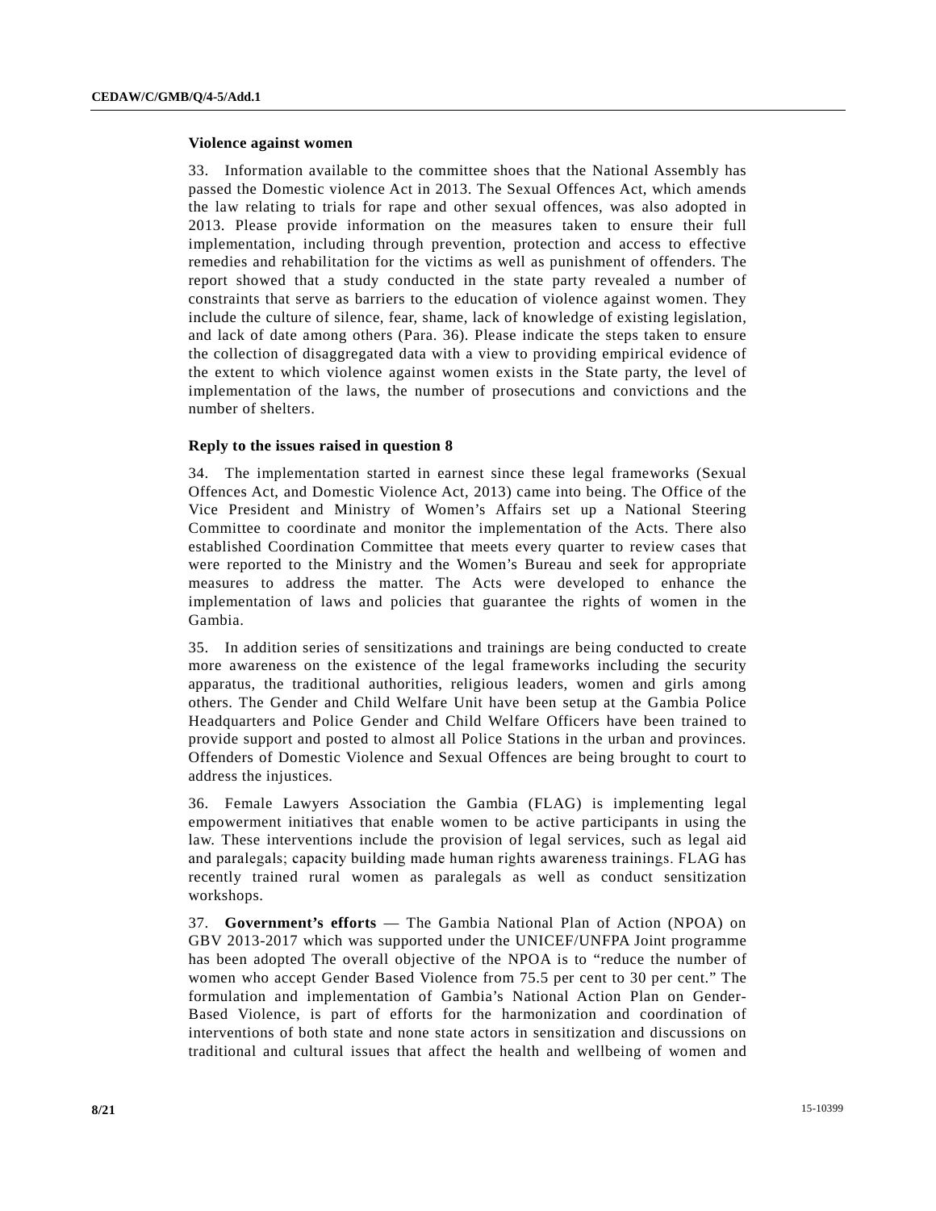### Violence against women

33. Information available to the committee shoes that the National Assembly has passed the Domestic violence Act in 2013. The Sexual Offences Act, which amends the law relating to trials for rape and other sexual offences, was also adopted in 2013. Please provide information on the measures taken to ensure their full implementation, including through prevention, protection and access to effective remedies and rehabilitation for the victims as well as punishment of offenders. The report showed that a study conducted in the state party revealed a number of constraints that serve as barriers to the education of violence against women. They include the culture of silence, fear, shame, lack of knowledge of existing legislation, and lack of date among others (Para. 36). Please indicate the steps taken to ensure the collection of disaggregated data with a view to providing empirical evidence of the extent to which violence against women exists in the State party, the level of implementation of the laws, the number of prosecutions and convictions and the number of shelters.

### Reply to the issues raised in question 8

34. The implementation started in earnest since these legal frameworks (Sexual Offences Act, and Domestic Violence Act, 2013) came into being. The Office of the Vice President and Ministry of Women's Affairs set up a National Steering Committee to coordinate and monitor the implementation of the Acts. There also established Coordination Committee that meets every quarter to review cases that were reported to the Ministry and the Women's Bureau and seek for appropriate measures to address the matter. The Acts were developed to enhance the implementation of laws and policies that guarantee the rights of women in the Gambia.

35. In addition series of sensitizations and trainings are being conducted to create more awareness on the existence of the legal frameworks including the security apparatus, the traditional authorities, religious leaders, women and girls among others. The Gender and Child Welfare Unit have been setup at the Gambia Police Headquarters and Police Gender and Child Welfare Officers have been trained to provide support and posted to almost all Police Stations in the urban and provinces. Offenders of Domestic Violence and Sexual Offences are being brought to court to address the injustices.

36. Female Lawyers Association the Gambia (FLAG) is implementing legal empowerment initiatives that enable women to be active participants in using the law. These interventions include the provision of legal services, such as legal aid and paralegals; capacity building made human rights awareness trainings. FLAG has recently trained rural women as paralegals as well as conduct sensitization workshops.

37. **Government's efforts** — The Gambia National Plan of Action (NPOA) on GBV 2013-2017 which was supported under the UNICEF/UNFPA Joint programme has been adopted The overall objective of the NPOA is to "reduce the number of women who accept Gender Based Violence from 75.5 per cent to 30 per cent." The formulation and implementation of Gambia's National Action Plan on Gender-Based Violence, is part of efforts for the harmonization and coordination of interventions of both state and none state actors in sensitization and discussions on traditional and cultural issues that affect the health and wellbeing of women and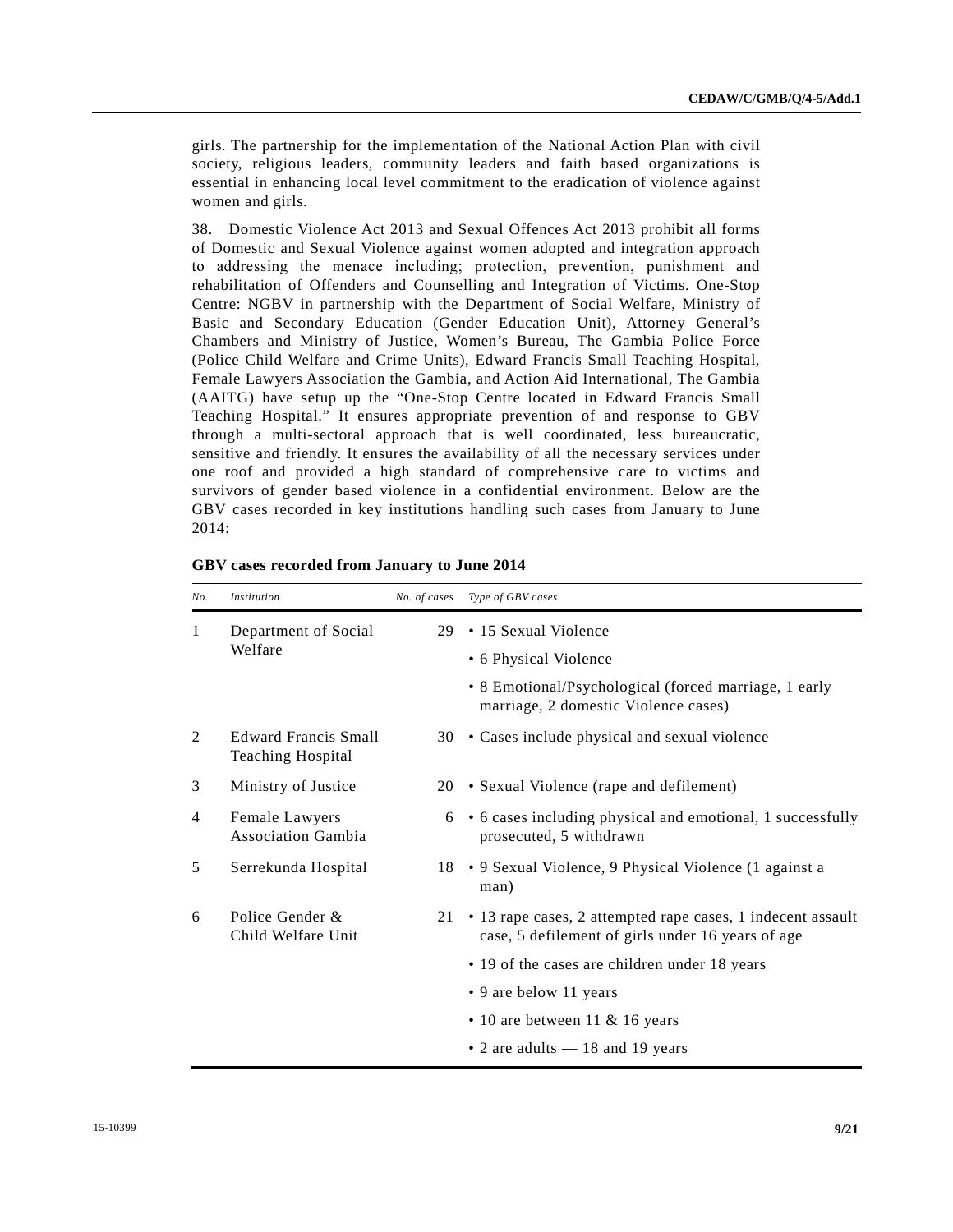girls. The partnership for the implementation of the National Action Plan with civil society, religious leaders, community leaders and faith based organizations is essential in enhancing local level commitment to the eradication of violence against women and girls.

38. Domestic Violence Act 2013 and Sexual Offences Act 2013 prohibit all forms of Domestic and Sexual Violence against women adopted and integration approach to addressing the menace including; protection, prevention, punishment and rehabilitation of Offenders and Counselling and Integration of Victims. One-Stop Centre: NGBV in partnership with the Department of Social Welfare, Ministry of Basic and Secondary Education (Gender Education Unit), Attorney General's Chambers and Ministry of Justice, Women's Bureau, The Gambia Police Force (Police Child Welfare and Crime Units), Edward Francis Small Teaching Hospital, Female Lawyers Association the Gambia, and Action Aid International, The Gambia (AAITG) have setup up the "One-Stop Centre located in Edward Francis Small Teaching Hospital." It ensures appropriate prevention of and response to GBV through a multi-sectoral approach that is well coordinated, less bureaucratic, sensitive and friendly. It ensures the availability of all the necessary services under one roof and provided a high standard of comprehensive care to victims and survivors of gender based violence in a confidential environment. Below are the GBV cases recorded in key institutions handling such cases from January to June 2014:

**GBV cases recorded from January to June 2014**

| *No.* | *Institution* | *No. of cases* | *Type of GBV cases* |
|---|---|---|---|
| 1 | Department of Social Welfare | 29 | • 15 Sexual Violence |
| | | | • 6 Physical Violence |
| | | | • 8 Emotional/Psychological (forced marriage, 1 early marriage, 2 domestic Violence cases) |
| 2 | Edward Francis Small Teaching Hospital | 30 | • Cases include physical and sexual violence |
| 3 | Ministry of Justice | 20 | • Sexual Violence (rape and defilement) |
| 4 | Female Lawyers Association Gambia | 6 | • 6 cases including physical and emotional, 1 successfully prosecuted, 5 withdrawn |
| 5 | Serrekunda Hospital | 18 | • 9 Sexual Violence, 9 Physical Violence (1 against a man) |
| 6 | Police Gender & Child Welfare Unit | 21 | • 13 rape cases, 2 attempted rape cases, 1 indecent assault case, 5 defilement of girls under 16 years of age |
| | | | • 19 of the cases are children under 18 years |
| | | | • 9 are below 11 years |
| | | | • 10 are between 11 & 16 years |
| | | | • 2 are adults — 18 and 19 years |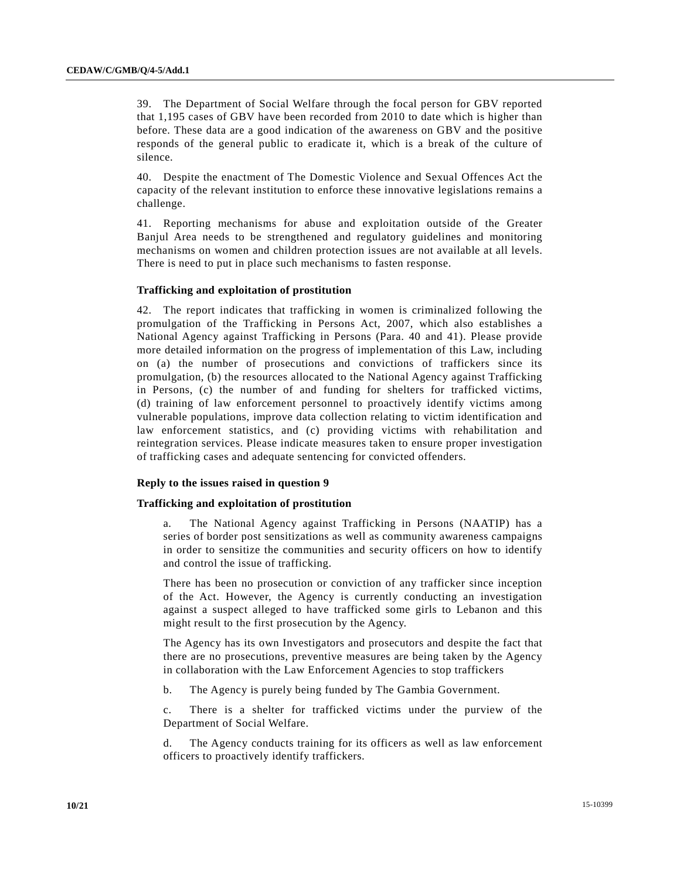39. The Department of Social Welfare through the focal person for GBV reported that 1,195 cases of GBV have been recorded from 2010 to date which is higher than before. These data are a good indication of the awareness on GBV and the positive responds of the general public to eradicate it, which is a break of the culture of silence.

40. Despite the enactment of The Domestic Violence and Sexual Offences Act the capacity of the relevant institution to enforce these innovative legislations remains a challenge.

41. Reporting mechanisms for abuse and exploitation outside of the Greater Banjul Area needs to be strengthened and regulatory guidelines and monitoring mechanisms on women and children protection issues are not available at all levels. There is need to put in place such mechanisms to fasten response.

### Trafficking and exploitation of prostitution

42. The report indicates that trafficking in women is criminalized following the promulgation of the Trafficking in Persons Act, 2007, which also establishes a National Agency against Trafficking in Persons (Para. 40 and 41). Please provide more detailed information on the progress of implementation of this Law, including on (a) the number of prosecutions and convictions of traffickers since its promulgation, (b) the resources allocated to the National Agency against Trafficking in Persons, (c) the number of and funding for shelters for trafficked victims, (d) training of law enforcement personnel to proactively identify victims among vulnerable populations, improve data collection relating to victim identification and law enforcement statistics, and (c) providing victims with rehabilitation and reintegration services. Please indicate measures taken to ensure proper investigation of trafficking cases and adequate sentencing for convicted offenders.

### Reply to the issues raised in question 9

### Trafficking and exploitation of prostitution

a. The National Agency against Trafficking in Persons (NAATIP) has a series of border post sensitizations as well as community awareness campaigns in order to sensitize the communities and security officers on how to identify and control the issue of trafficking.

There has been no prosecution or conviction of any trafficker since inception of the Act. However, the Agency is currently conducting an investigation against a suspect alleged to have trafficked some girls to Lebanon and this might result to the first prosecution by the Agency.

The Agency has its own Investigators and prosecutors and despite the fact that there are no prosecutions, preventive measures are being taken by the Agency in collaboration with the Law Enforcement Agencies to stop traffickers

b. The Agency is purely being funded by The Gambia Government.

c. There is a shelter for trafficked victims under the purview of the Department of Social Welfare.

d. The Agency conducts training for its officers as well as law enforcement officers to proactively identify traffickers.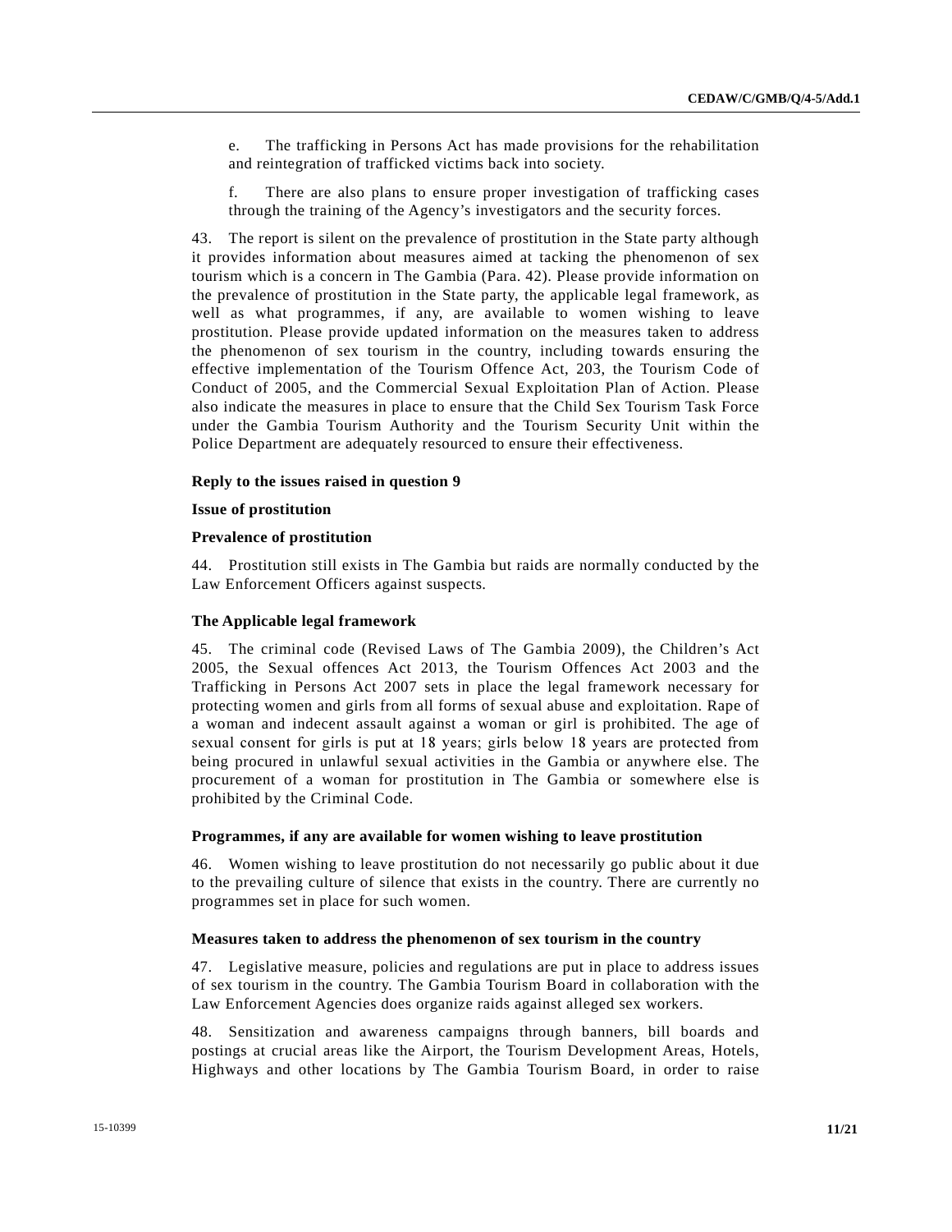e. The trafficking in Persons Act has made provisions for the rehabilitation and reintegration of trafficked victims back into society.

f. There are also plans to ensure proper investigation of trafficking cases through the training of the Agency's investigators and the security forces.

43. The report is silent on the prevalence of prostitution in the State party although it provides information about measures aimed at tacking the phenomenon of sex tourism which is a concern in The Gambia (Para. 42). Please provide information on the prevalence of prostitution in the State party, the applicable legal framework, as well as what programmes, if any, are available to women wishing to leave prostitution. Please provide updated information on the measures taken to address the phenomenon of sex tourism in the country, including towards ensuring the effective implementation of the Tourism Offence Act, 203, the Tourism Code of Conduct of 2005, and the Commercial Sexual Exploitation Plan of Action. Please also indicate the measures in place to ensure that the Child Sex Tourism Task Force under the Gambia Tourism Authority and the Tourism Security Unit within the Police Department are adequately resourced to ensure their effectiveness.

**Reply to the issues raised in question 9**

**Issue of prostitution**

**Prevalence of prostitution**

44. Prostitution still exists in The Gambia but raids are normally conducted by the Law Enforcement Officers against suspects.

**The Applicable legal framework**

45. The criminal code (Revised Laws of The Gambia 2009), the Children's Act 2005, the Sexual offences Act 2013, the Tourism Offences Act 2003 and the Trafficking in Persons Act 2007 sets in place the legal framework necessary for protecting women and girls from all forms of sexual abuse and exploitation. Rape of a woman and indecent assault against a woman or girl is prohibited. The age of sexual consent for girls is put at 18 years; girls below 18 years are protected from being procured in unlawful sexual activities in the Gambia or anywhere else. The procurement of a woman for prostitution in The Gambia or somewhere else is prohibited by the Criminal Code.

**Programmes, if any are available for women wishing to leave prostitution**

46. Women wishing to leave prostitution do not necessarily go public about it due to the prevailing culture of silence that exists in the country. There are currently no programmes set in place for such women.

**Measures taken to address the phenomenon of sex tourism in the country**

47. Legislative measure, policies and regulations are put in place to address issues of sex tourism in the country. The Gambia Tourism Board in collaboration with the Law Enforcement Agencies does organize raids against alleged sex workers.

48. Sensitization and awareness campaigns through banners, bill boards and postings at crucial areas like the Airport, the Tourism Development Areas, Hotels, Highways and other locations by The Gambia Tourism Board, in order to raise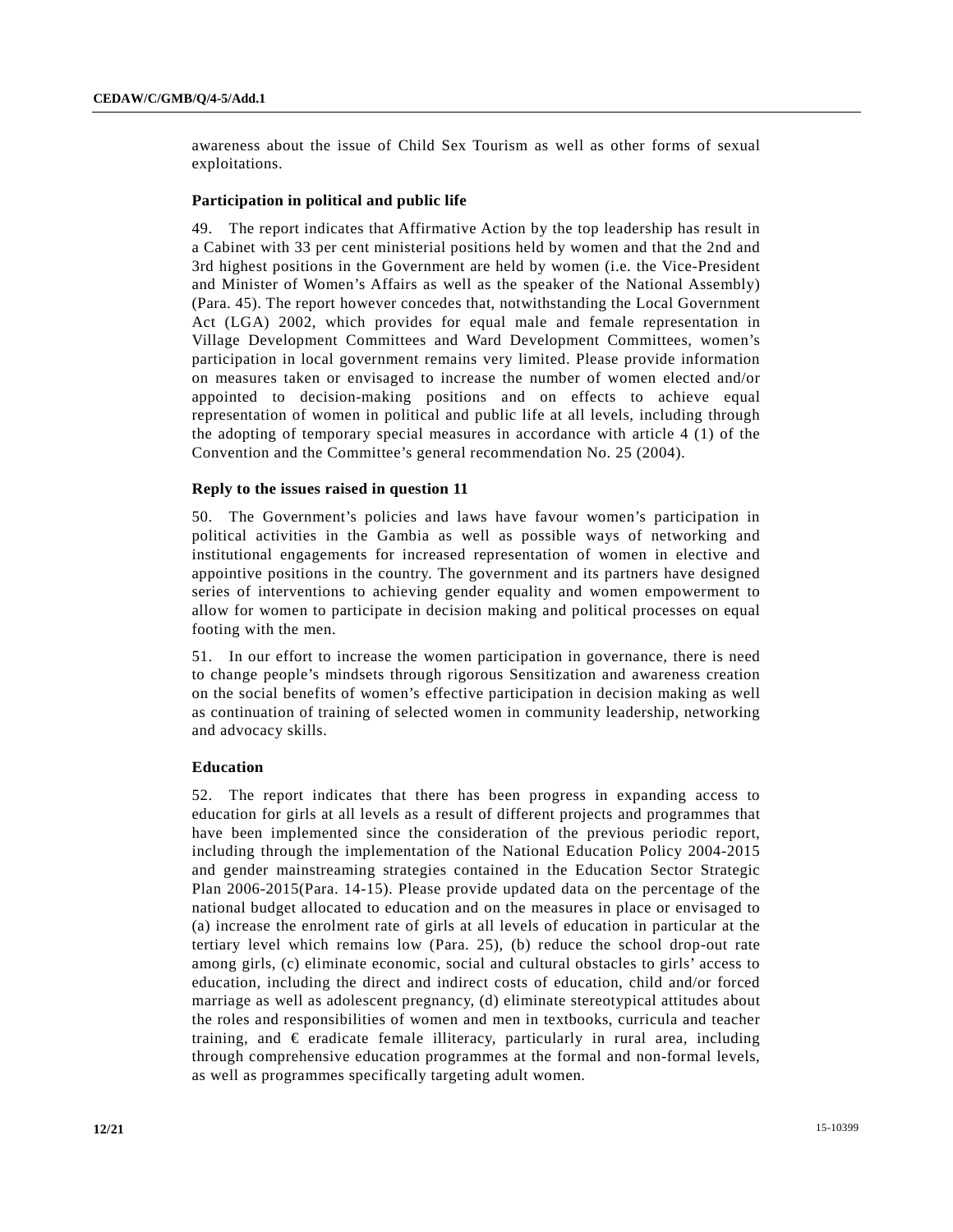awareness about the issue of Child Sex Tourism as well as other forms of sexual exploitations.

### Participation in political and public life

49. The report indicates that Affirmative Action by the top leadership has result in a Cabinet with 33 per cent ministerial positions held by women and that the 2nd and 3rd highest positions in the Government are held by women (i.e. the Vice-President and Minister of Women's Affairs as well as the speaker of the National Assembly) (Para. 45). The report however concedes that, notwithstanding the Local Government Act (LGA) 2002, which provides for equal male and female representation in Village Development Committees and Ward Development Committees, women's participation in local government remains very limited. Please provide information on measures taken or envisaged to increase the number of women elected and/or appointed to decision-making positions and on effects to achieve equal representation of women in political and public life at all levels, including through the adopting of temporary special measures in accordance with article 4 (1) of the Convention and the Committee's general recommendation No. 25 (2004).

### Reply to the issues raised in question 11

50. The Government's policies and laws have favour women's participation in political activities in the Gambia as well as possible ways of networking and institutional engagements for increased representation of women in elective and appointive positions in the country. The government and its partners have designed series of interventions to achieving gender equality and women empowerment to allow for women to participate in decision making and political processes on equal footing with the men.

51. In our effort to increase the women participation in governance, there is need to change people's mindsets through rigorous Sensitization and awareness creation on the social benefits of women's effective participation in decision making as well as continuation of training of selected women in community leadership, networking and advocacy skills.

### Education

52. The report indicates that there has been progress in expanding access to education for girls at all levels as a result of different projects and programmes that have been implemented since the consideration of the previous periodic report, including through the implementation of the National Education Policy 2004-2015 and gender mainstreaming strategies contained in the Education Sector Strategic Plan 2006-2015(Para. 14-15). Please provide updated data on the percentage of the national budget allocated to education and on the measures in place or envisaged to (a) increase the enrolment rate of girls at all levels of education in particular at the tertiary level which remains low (Para. 25), (b) reduce the school drop-out rate among girls, (c) eliminate economic, social and cultural obstacles to girls' access to education, including the direct and indirect costs of education, child and/or forced marriage as well as adolescent pregnancy, (d) eliminate stereotypical attitudes about the roles and responsibilities of women and men in textbooks, curricula and teacher training, and € eradicate female illiteracy, particularly in rural area, including through comprehensive education programmes at the formal and non-formal levels, as well as programmes specifically targeting adult women.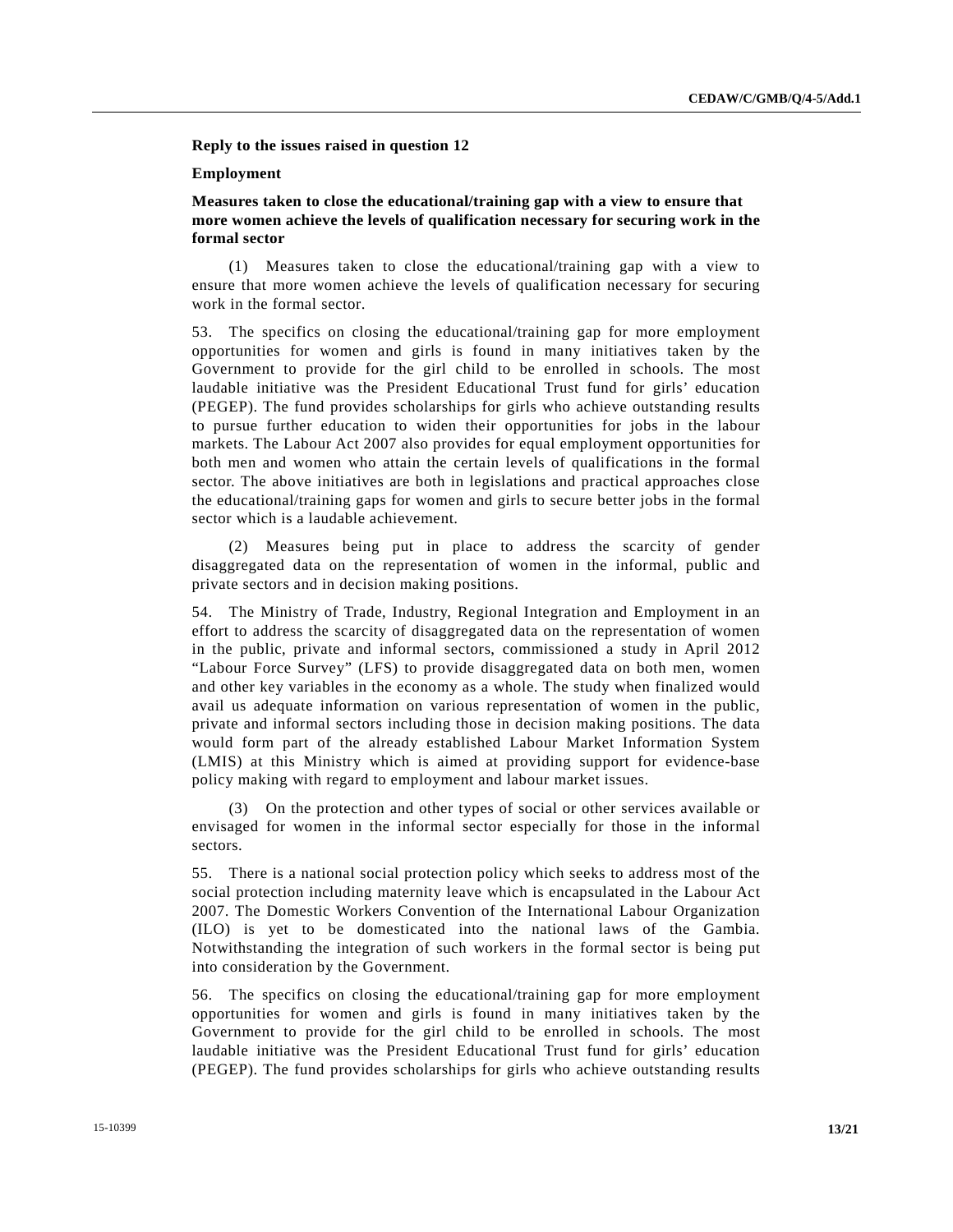**Reply to the issues raised in question 12**

**Employment**

**Measures taken to close the educational/training gap with a view to ensure that more women achieve the levels of qualification necessary for securing work in the formal sector**

(1) Measures taken to close the educational/training gap with a view to ensure that more women achieve the levels of qualification necessary for securing work in the formal sector.

53. The specifics on closing the educational/training gap for more employment opportunities for women and girls is found in many initiatives taken by the Government to provide for the girl child to be enrolled in schools. The most laudable initiative was the President Educational Trust fund for girls' education (PEGEP). The fund provides scholarships for girls who achieve outstanding results to pursue further education to widen their opportunities for jobs in the labour markets. The Labour Act 2007 also provides for equal employment opportunities for both men and women who attain the certain levels of qualifications in the formal sector. The above initiatives are both in legislations and practical approaches close the educational/training gaps for women and girls to secure better jobs in the formal sector which is a laudable achievement.

(2) Measures being put in place to address the scarcity of gender disaggregated data on the representation of women in the informal, public and private sectors and in decision making positions.

54. The Ministry of Trade, Industry, Regional Integration and Employment in an effort to address the scarcity of disaggregated data on the representation of women in the public, private and informal sectors, commissioned a study in April 2012 "Labour Force Survey" (LFS) to provide disaggregated data on both men, women and other key variables in the economy as a whole. The study when finalized would avail us adequate information on various representation of women in the public, private and informal sectors including those in decision making positions. The data would form part of the already established Labour Market Information System (LMIS) at this Ministry which is aimed at providing support for evidence-base policy making with regard to employment and labour market issues.

(3) On the protection and other types of social or other services available or envisaged for women in the informal sector especially for those in the informal sectors.

55. There is a national social protection policy which seeks to address most of the social protection including maternity leave which is encapsulated in the Labour Act 2007. The Domestic Workers Convention of the International Labour Organization (ILO) is yet to be domesticated into the national laws of the Gambia. Notwithstanding the integration of such workers in the formal sector is being put into consideration by the Government.

56. The specifics on closing the educational/training gap for more employment opportunities for women and girls is found in many initiatives taken by the Government to provide for the girl child to be enrolled in schools. The most laudable initiative was the President Educational Trust fund for girls' education (PEGEP). The fund provides scholarships for girls who achieve outstanding results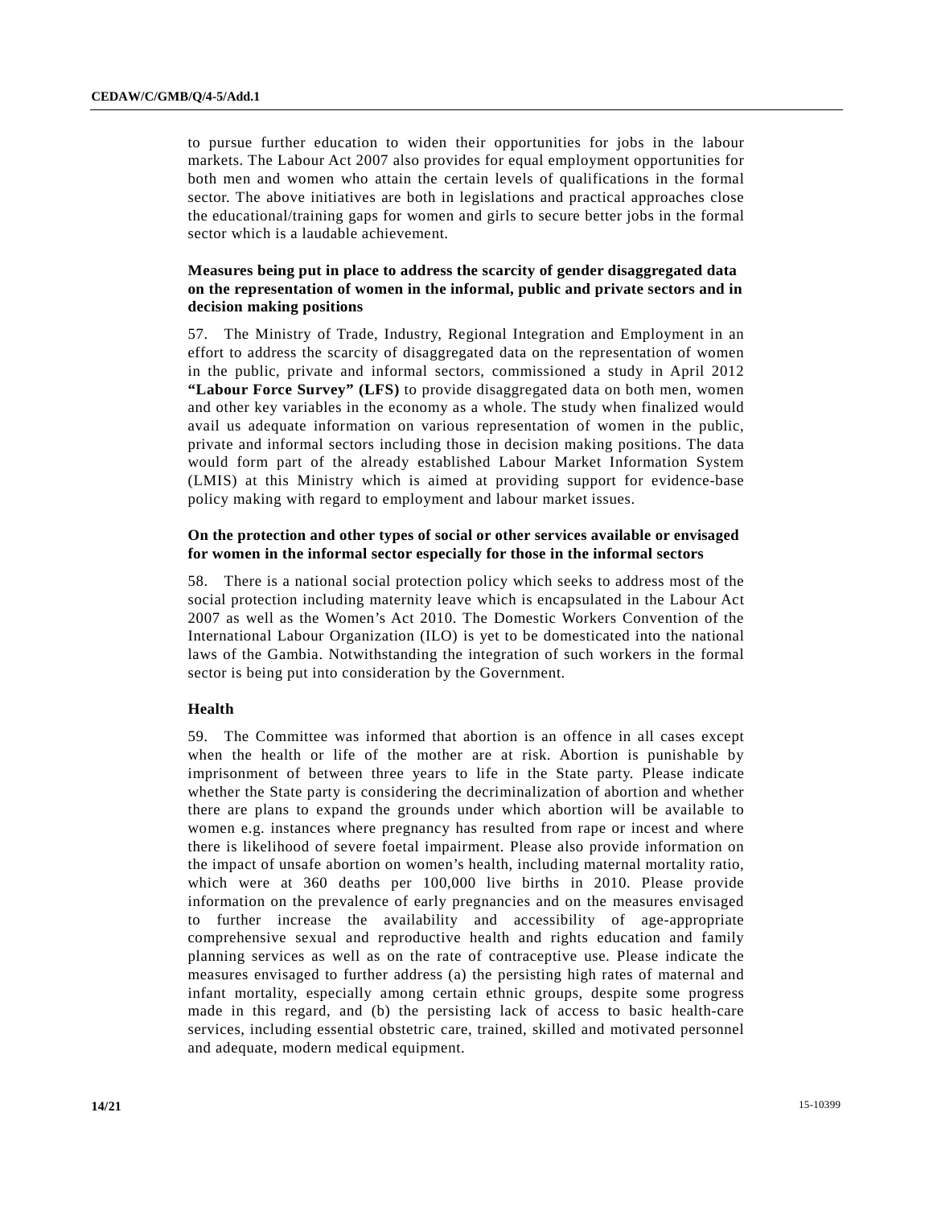to pursue further education to widen their opportunities for jobs in the labour markets. The Labour Act 2007 also provides for equal employment opportunities for both men and women who attain the certain levels of qualifications in the formal sector. The above initiatives are both in legislations and practical approaches close the educational/training gaps for women and girls to secure better jobs in the formal sector which is a laudable achievement.

### Measures being put in place to address the scarcity of gender disaggregated data on the representation of women in the informal, public and private sectors and in decision making positions

57. The Ministry of Trade, Industry, Regional Integration and Employment in an effort to address the scarcity of disaggregated data on the representation of women in the public, private and informal sectors, commissioned a study in April 2012 **"Labour Force Survey" (LFS)** to provide disaggregated data on both men, women and other key variables in the economy as a whole. The study when finalized would avail us adequate information on various representation of women in the public, private and informal sectors including those in decision making positions. The data would form part of the already established Labour Market Information System (LMIS) at this Ministry which is aimed at providing support for evidence-base policy making with regard to employment and labour market issues.

### On the protection and other types of social or other services available or envisaged for women in the informal sector especially for those in the informal sectors

58. There is a national social protection policy which seeks to address most of the social protection including maternity leave which is encapsulated in the Labour Act 2007 as well as the Women's Act 2010. The Domestic Workers Convention of the International Labour Organization (ILO) is yet to be domesticated into the national laws of the Gambia. Notwithstanding the integration of such workers in the formal sector is being put into consideration by the Government.

### Health

59. The Committee was informed that abortion is an offence in all cases except when the health or life of the mother are at risk. Abortion is punishable by imprisonment of between three years to life in the State party. Please indicate whether the State party is considering the decriminalization of abortion and whether there are plans to expand the grounds under which abortion will be available to women e.g. instances where pregnancy has resulted from rape or incest and where there is likelihood of severe foetal impairment. Please also provide information on the impact of unsafe abortion on women's health, including maternal mortality ratio, which were at 360 deaths per 100,000 live births in 2010. Please provide information on the prevalence of early pregnancies and on the measures envisaged to further increase the availability and accessibility of age-appropriate comprehensive sexual and reproductive health and rights education and family planning services as well as on the rate of contraceptive use. Please indicate the measures envisaged to further address (a) the persisting high rates of maternal and infant mortality, especially among certain ethnic groups, despite some progress made in this regard, and (b) the persisting lack of access to basic health-care services, including essential obstetric care, trained, skilled and motivated personnel and adequate, modern medical equipment.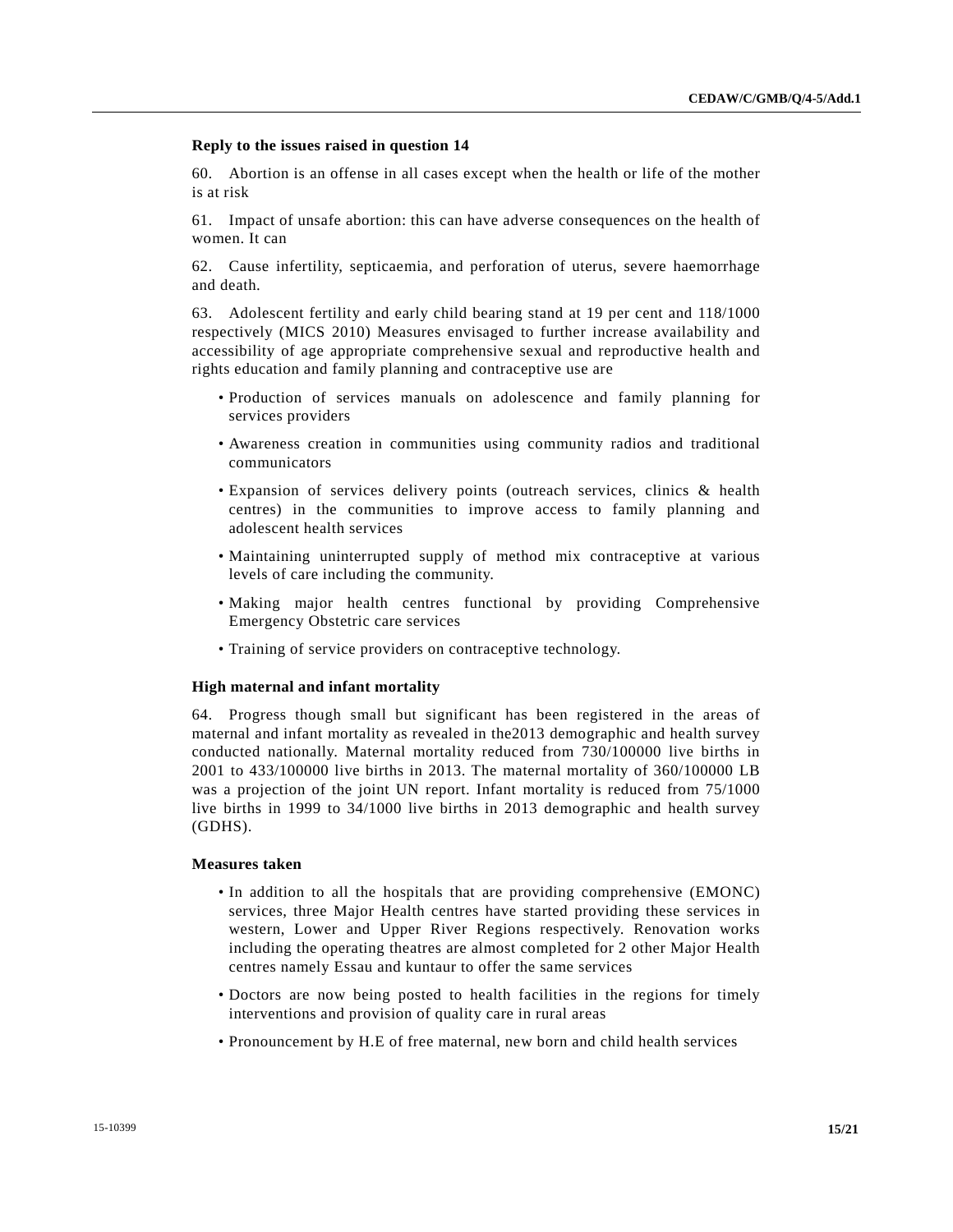**Reply to the issues raised in question 14**

60. Abortion is an offense in all cases except when the health or life of the mother is at risk

61. Impact of unsafe abortion: this can have adverse consequences on the health of women. It can

62. Cause infertility, septicaemia, and perforation of uterus, severe haemorrhage and death.

63. Adolescent fertility and early child bearing stand at 19 per cent and 118/1000 respectively (MICS 2010) Measures envisaged to further increase availability and accessibility of age appropriate comprehensive sexual and reproductive health and rights education and family planning and contraceptive use are

- Production of services manuals on adolescence and family planning for services providers
- Awareness creation in communities using community radios and traditional communicators
- Expansion of services delivery points (outreach services, clinics & health centres) in the communities to improve access to family planning and adolescent health services
- Maintaining uninterrupted supply of method mix contraceptive at various levels of care including the community.
- Making major health centres functional by providing Comprehensive Emergency Obstetric care services
- Training of service providers on contraceptive technology.

**High maternal and infant mortality**

64. Progress though small but significant has been registered in the areas of maternal and infant mortality as revealed in the2013 demographic and health survey conducted nationally. Maternal mortality reduced from 730/100000 live births in 2001 to 433/100000 live births in 2013. The maternal mortality of 360/100000 LB was a projection of the joint UN report. Infant mortality is reduced from 75/1000 live births in 1999 to 34/1000 live births in 2013 demographic and health survey (GDHS).

**Measures taken**

- In addition to all the hospitals that are providing comprehensive (EMONC) services, three Major Health centres have started providing these services in western, Lower and Upper River Regions respectively. Renovation works including the operating theatres are almost completed for 2 other Major Health centres namely Essau and kuntaur to offer the same services
- Doctors are now being posted to health facilities in the regions for timely interventions and provision of quality care in rural areas
- Pronouncement by H.E of free maternal, new born and child health services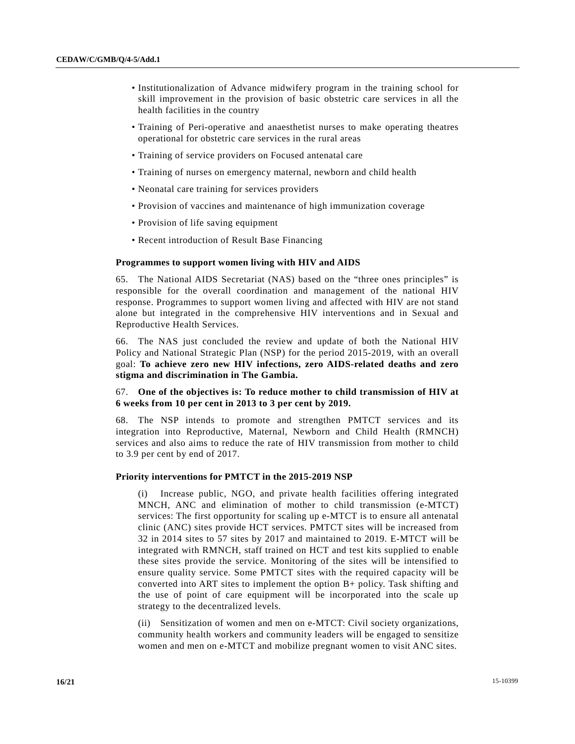- Institutionalization of Advance midwifery program in the training school for skill improvement in the provision of basic obstetric care services in all the health facilities in the country
- Training of Peri-operative and anaesthetist nurses to make operating theatres operational for obstetric care services in the rural areas
- Training of service providers on Focused antenatal care
- Training of nurses on emergency maternal, newborn and child health
- Neonatal care training for services providers
- Provision of vaccines and maintenance of high immunization coverage
- Provision of life saving equipment
- Recent introduction of Result Base Financing

### Programmes to support women living with HIV and AIDS

65. The National AIDS Secretariat (NAS) based on the "three ones principles" is responsible for the overall coordination and management of the national HIV response. Programmes to support women living and affected with HIV are not stand alone but integrated in the comprehensive HIV interventions and in Sexual and Reproductive Health Services.

66. The NAS just concluded the review and update of both the National HIV Policy and National Strategic Plan (NSP) for the period 2015-2019, with an overall goal: **To achieve zero new HIV infections, zero AIDS-related deaths and zero stigma and discrimination in The Gambia.**

67. **One of the objectives is: To reduce mother to child transmission of HIV at 6 weeks from 10 per cent in 2013 to 3 per cent by 2019.**

68. The NSP intends to promote and strengthen PMTCT services and its integration into Reproductive, Maternal, Newborn and Child Health (RMNCH) services and also aims to reduce the rate of HIV transmission from mother to child to 3.9 per cent by end of 2017.

### Priority interventions for PMTCT in the 2015-2019 NSP

(i) Increase public, NGO, and private health facilities offering integrated MNCH, ANC and elimination of mother to child transmission (e-MTCT) services: The first opportunity for scaling up e-MTCT is to ensure all antenatal clinic (ANC) sites provide HCT services. PMTCT sites will be increased from 32 in 2014 sites to 57 sites by 2017 and maintained to 2019. E-MTCT will be integrated with RMNCH, staff trained on HCT and test kits supplied to enable these sites provide the service. Monitoring of the sites will be intensified to ensure quality service. Some PMTCT sites with the required capacity will be converted into ART sites to implement the option B+ policy. Task shifting and the use of point of care equipment will be incorporated into the scale up strategy to the decentralized levels.

(ii) Sensitization of women and men on e-MTCT: Civil society organizations, community health workers and community leaders will be engaged to sensitize women and men on e-MTCT and mobilize pregnant women to visit ANC sites.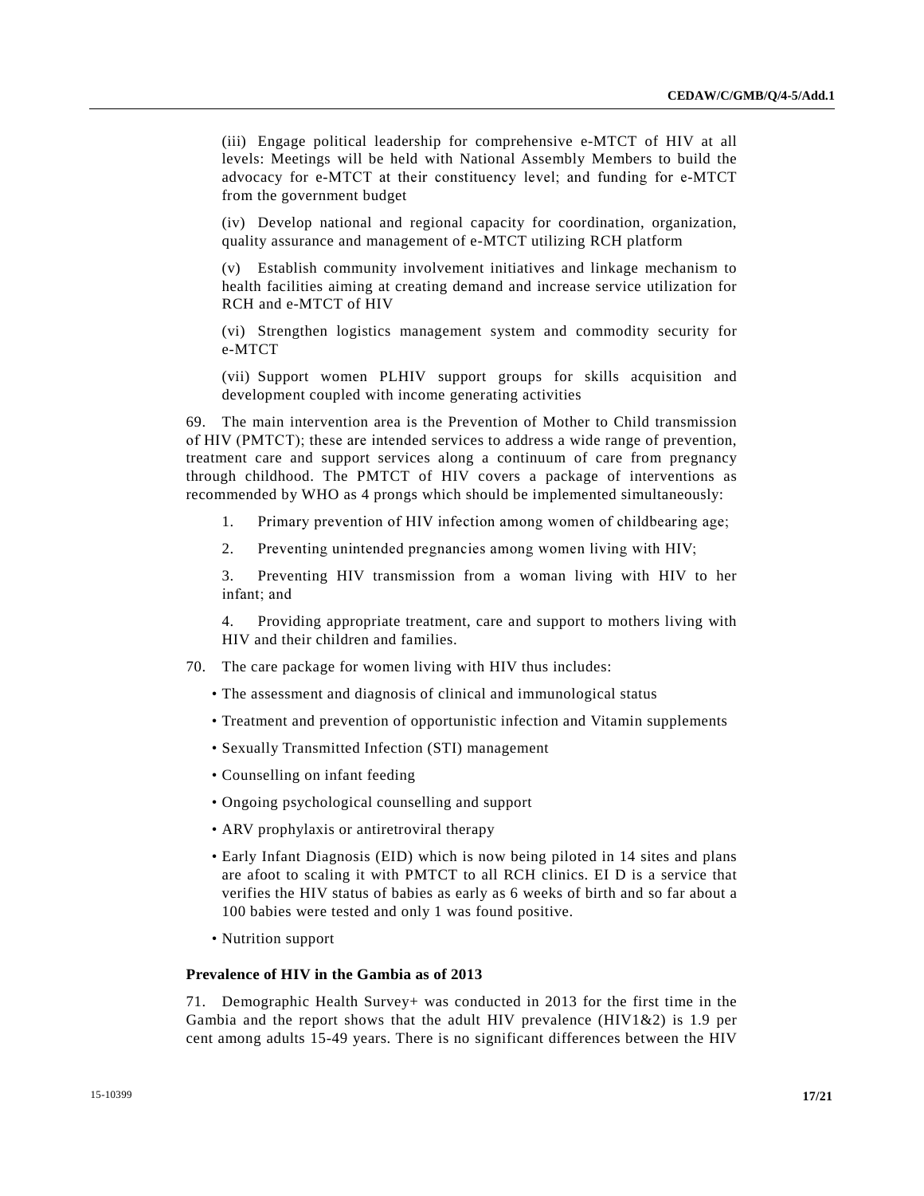(iii) Engage political leadership for comprehensive e-MTCT of HIV at all levels: Meetings will be held with National Assembly Members to build the advocacy for e-MTCT at their constituency level; and funding for e-MTCT from the government budget

(iv) Develop national and regional capacity for coordination, organization, quality assurance and management of e-MTCT utilizing RCH platform

(v) Establish community involvement initiatives and linkage mechanism to health facilities aiming at creating demand and increase service utilization for RCH and e-MTCT of HIV

(vi) Strengthen logistics management system and commodity security for e-MTCT

(vii) Support women PLHIV support groups for skills acquisition and development coupled with income generating activities

69. The main intervention area is the Prevention of Mother to Child transmission of HIV (PMTCT); these are intended services to address a wide range of prevention, treatment care and support services along a continuum of care from pregnancy through childhood. The PMTCT of HIV covers a package of interventions as recommended by WHO as 4 prongs which should be implemented simultaneously:

1. Primary prevention of HIV infection among women of childbearing age;

2. Preventing unintended pregnancies among women living with HIV;

3. Preventing HIV transmission from a woman living with HIV to her infant; and

4. Providing appropriate treatment, care and support to mothers living with HIV and their children and families.

70. The care package for women living with HIV thus includes:

- The assessment and diagnosis of clinical and immunological status
- Treatment and prevention of opportunistic infection and Vitamin supplements
- Sexually Transmitted Infection (STI) management
- Counselling on infant feeding
- Ongoing psychological counselling and support
- ARV prophylaxis or antiretroviral therapy
- Early Infant Diagnosis (EID) which is now being piloted in 14 sites and plans are afoot to scaling it with PMTCT to all RCH clinics. EI D is a service that verifies the HIV status of babies as early as 6 weeks of birth and so far about a 100 babies were tested and only 1 was found positive.
- Nutrition support

**Prevalence of HIV in the Gambia as of 2013**

71. Demographic Health Survey+ was conducted in 2013 for the first time in the Gambia and the report shows that the adult HIV prevalence (HIV1&2) is 1.9 per cent among adults 15-49 years. There is no significant differences between the HIV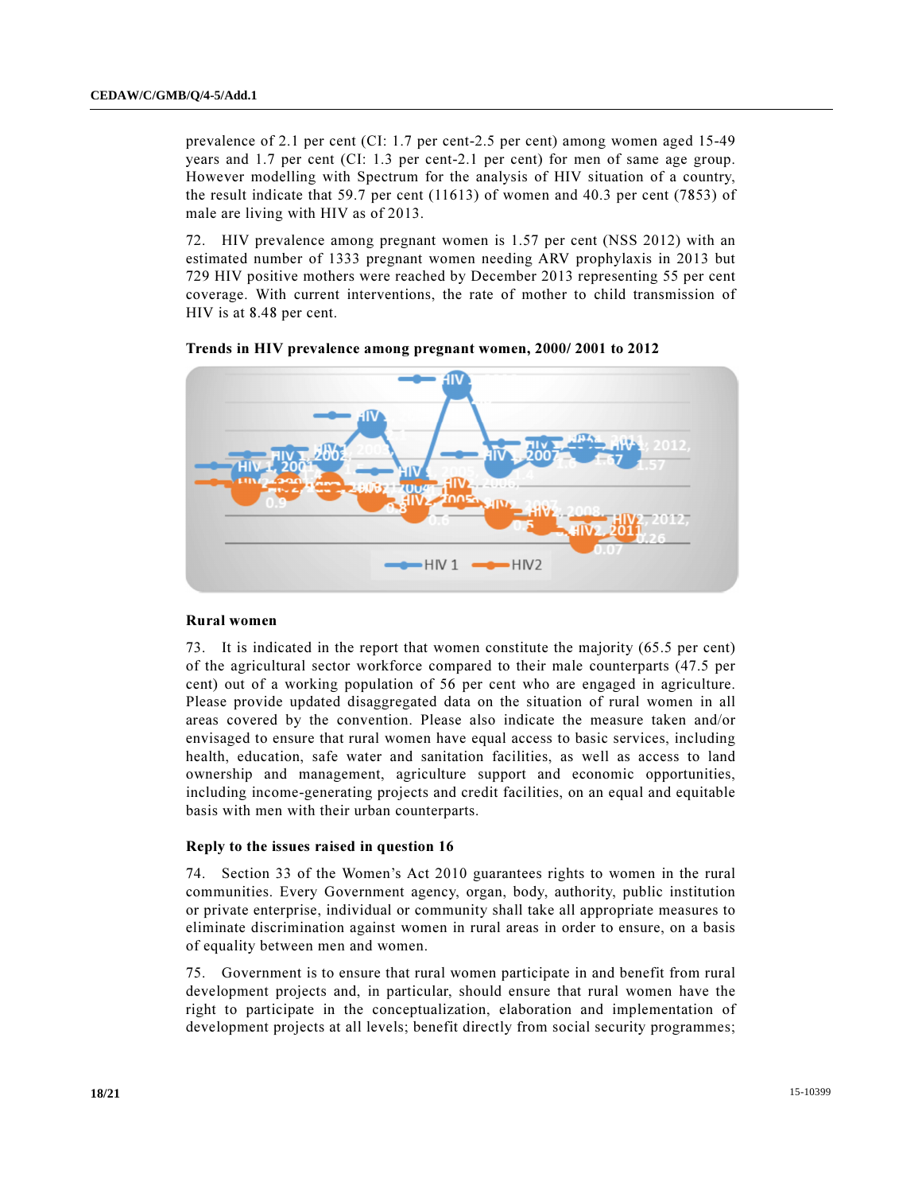prevalence of 2.1 per cent (CI: 1.7 per cent-2.5 per cent) among women aged 15-49 years and 1.7 per cent (CI: 1.3 per cent-2.1 per cent) for men of same age group. However modelling with Spectrum for the analysis of HIV situation of a country, the result indicate that 59.7 per cent (11613) of women and 40.3 per cent (7853) of male are living with HIV as of 2013.

72. HIV prevalence among pregnant women is 1.57 per cent (NSS 2012) with an estimated number of 1333 pregnant women needing ARV prophylaxis in 2013 but 729 HIV positive mothers were reached by December 2013 representing 55 per cent coverage. With current interventions, the rate of mother to child transmission of HIV is at 8.48 per cent.

**Trends in HIV prevalence among pregnant women, 2000/ 2001 to 2012**

### Rural women

73. It is indicated in the report that women constitute the majority (65.5 per cent) of the agricultural sector workforce compared to their male counterparts (47.5 per cent) out of a working population of 56 per cent who are engaged in agriculture. Please provide updated disaggregated data on the situation of rural women in all areas covered by the convention. Please also indicate the measure taken and/or envisaged to ensure that rural women have equal access to basic services, including health, education, safe water and sanitation facilities, as well as access to land ownership and management, agriculture support and economic opportunities, including income-generating projects and credit facilities, on an equal and equitable basis with men with their urban counterparts.

### Reply to the issues raised in question 16

74. Section 33 of the Women's Act 2010 guarantees rights to women in the rural communities. Every Government agency, organ, body, authority, public institution or private enterprise, individual or community shall take all appropriate measures to eliminate discrimination against women in rural areas in order to ensure, on a basis of equality between men and women.

75. Government is to ensure that rural women participate in and benefit from rural development projects and, in particular, should ensure that rural women have the right to participate in the conceptualization, elaboration and implementation of development projects at all levels; benefit directly from social security programmes;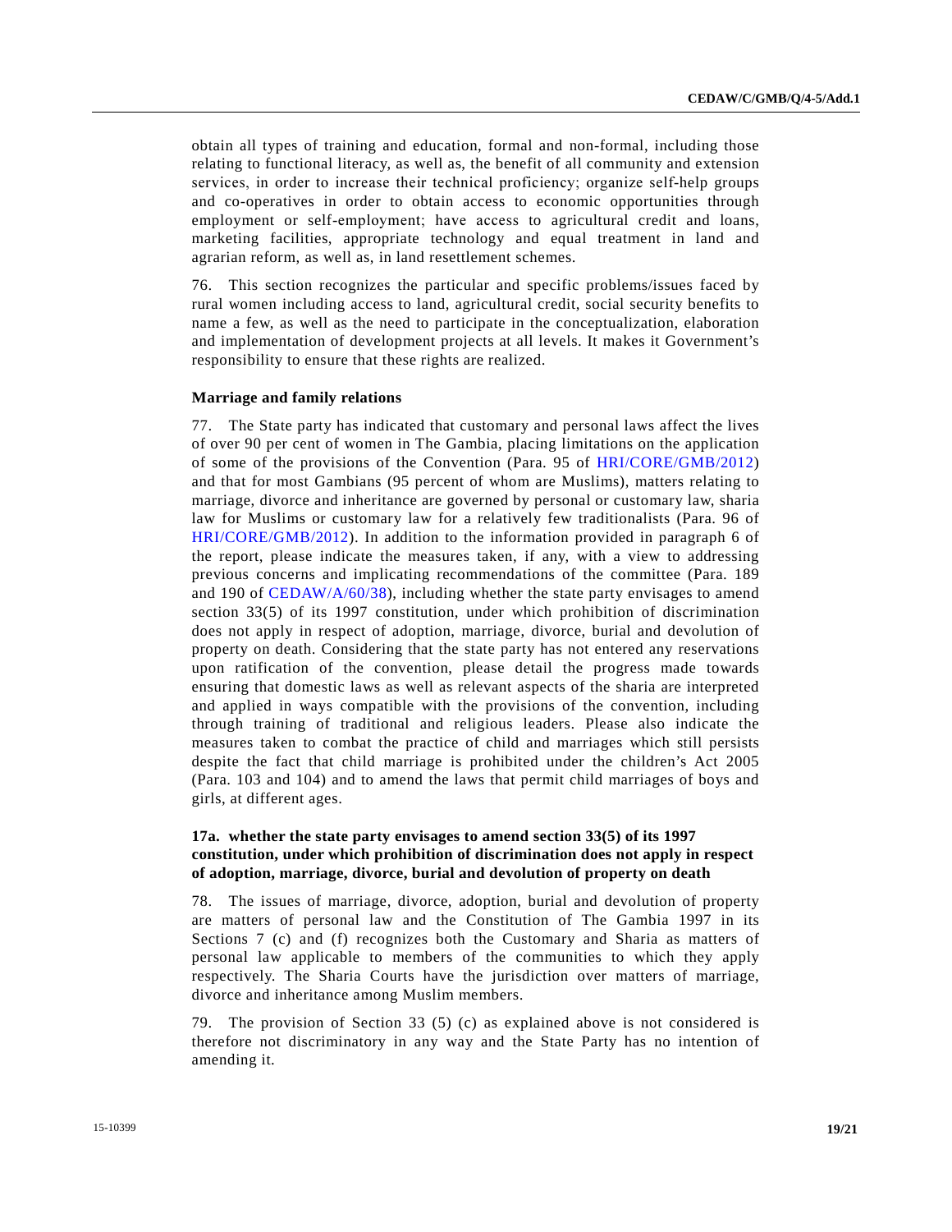obtain all types of training and education, formal and non-formal, including those relating to functional literacy, as well as, the benefit of all community and extension services, in order to increase their technical proficiency; organize self-help groups and co-operatives in order to obtain access to economic opportunities through employment or self-employment; have access to agricultural credit and loans, marketing facilities, appropriate technology and equal treatment in land and agrarian reform, as well as, in land resettlement schemes.

76. This section recognizes the particular and specific problems/issues faced by rural women including access to land, agricultural credit, social security benefits to name a few, as well as the need to participate in the conceptualization, elaboration and implementation of development projects at all levels. It makes it Government's responsibility to ensure that these rights are realized.

**Marriage and family relations**

77. The State party has indicated that customary and personal laws affect the lives of over 90 per cent of women in The Gambia, placing limitations on the application of some of the provisions of the Convention (Para. 95 of HRI/CORE/GMB/2012) and that for most Gambians (95 percent of whom are Muslims), matters relating to marriage, divorce and inheritance are governed by personal or customary law, sharia law for Muslims or customary law for a relatively few traditionalists (Para. 96 of HRI/CORE/GMB/2012). In addition to the information provided in paragraph 6 of the report, please indicate the measures taken, if any, with a view to addressing previous concerns and implicating recommendations of the committee (Para. 189 and 190 of CEDAW/A/60/38), including whether the state party envisages to amend section 33(5) of its 1997 constitution, under which prohibition of discrimination does not apply in respect of adoption, marriage, divorce, burial and devolution of property on death. Considering that the state party has not entered any reservations upon ratification of the convention, please detail the progress made towards ensuring that domestic laws as well as relevant aspects of the sharia are interpreted and applied in ways compatible with the provisions of the convention, including through training of traditional and religious leaders. Please also indicate the measures taken to combat the practice of child and marriages which still persists despite the fact that child marriage is prohibited under the children's Act 2005 (Para. 103 and 104) and to amend the laws that permit child marriages of boys and girls, at different ages.

**17a. whether the state party envisages to amend section 33(5) of its 1997 constitution, under which prohibition of discrimination does not apply in respect of adoption, marriage, divorce, burial and devolution of property on death**

78. The issues of marriage, divorce, adoption, burial and devolution of property are matters of personal law and the Constitution of The Gambia 1997 in its Sections 7 (c) and (f) recognizes both the Customary and Sharia as matters of personal law applicable to members of the communities to which they apply respectively. The Sharia Courts have the jurisdiction over matters of marriage, divorce and inheritance among Muslim members.

79. The provision of Section 33 (5) (c) as explained above is not considered is therefore not discriminatory in any way and the State Party has no intention of amending it.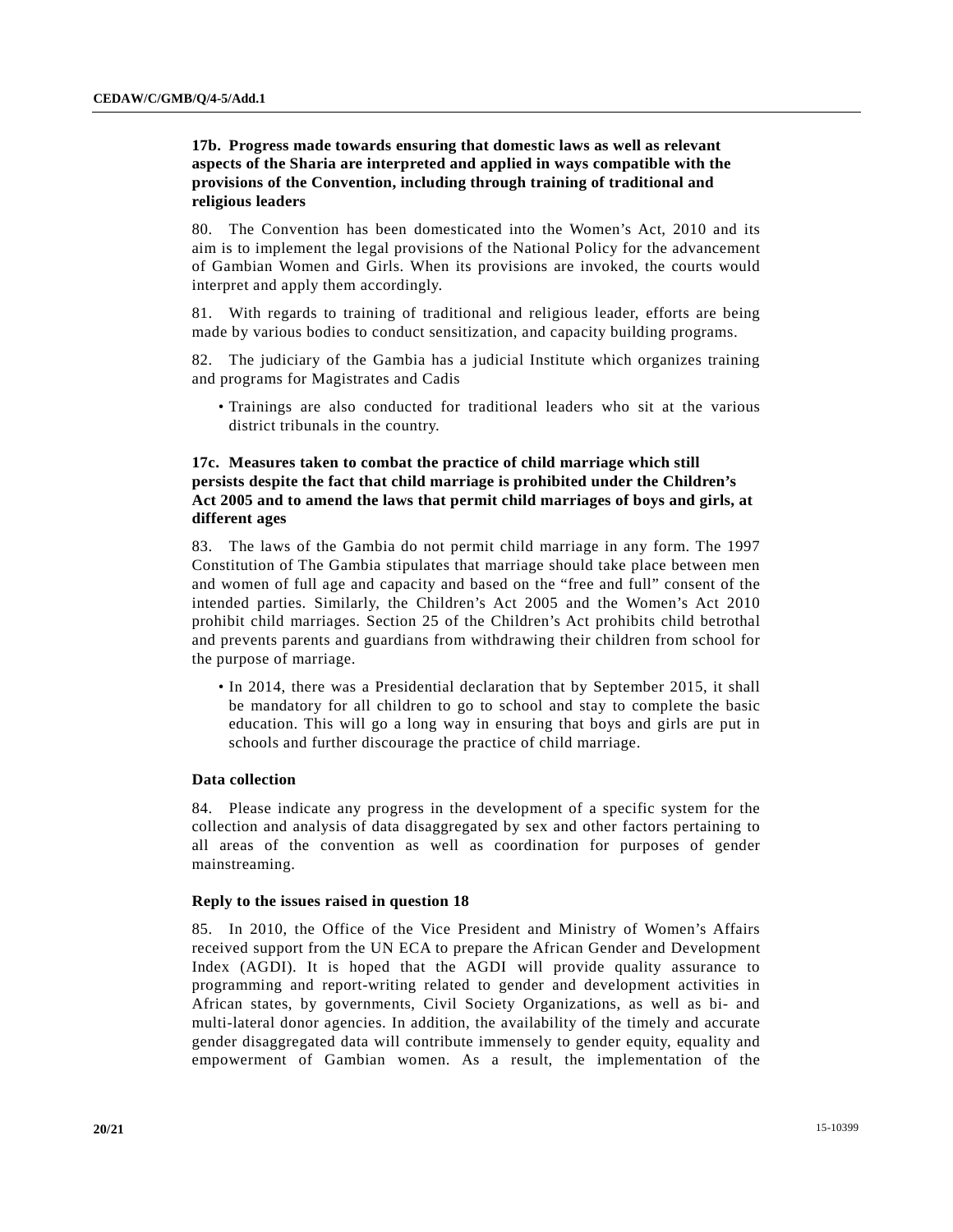**17b. Progress made towards ensuring that domestic laws as well as relevant aspects of the Sharia are interpreted and applied in ways compatible with the provisions of the Convention, including through training of traditional and religious leaders**

80. The Convention has been domesticated into the Women's Act, 2010 and its aim is to implement the legal provisions of the National Policy for the advancement of Gambian Women and Girls. When its provisions are invoked, the courts would interpret and apply them accordingly.

81. With regards to training of traditional and religious leader, efforts are being made by various bodies to conduct sensitization, and capacity building programs.

82. The judiciary of the Gambia has a judicial Institute which organizes training and programs for Magistrates and Cadis

- Trainings are also conducted for traditional leaders who sit at the various district tribunals in the country.

**17c. Measures taken to combat the practice of child marriage which still persists despite the fact that child marriage is prohibited under the Children's Act 2005 and to amend the laws that permit child marriages of boys and girls, at different ages**

83. The laws of the Gambia do not permit child marriage in any form. The 1997 Constitution of The Gambia stipulates that marriage should take place between men and women of full age and capacity and based on the "free and full" consent of the intended parties. Similarly, the Children's Act 2005 and the Women's Act 2010 prohibit child marriages. Section 25 of the Children's Act prohibits child betrothal and prevents parents and guardians from withdrawing their children from school for the purpose of marriage.

- In 2014, there was a Presidential declaration that by September 2015, it shall be mandatory for all children to go to school and stay to complete the basic education. This will go a long way in ensuring that boys and girls are put in schools and further discourage the practice of child marriage.

**Data collection**

84. Please indicate any progress in the development of a specific system for the collection and analysis of data disaggregated by sex and other factors pertaining to all areas of the convention as well as coordination for purposes of gender mainstreaming.

**Reply to the issues raised in question 18**

85. In 2010, the Office of the Vice President and Ministry of Women's Affairs received support from the UN ECA to prepare the African Gender and Development Index (AGDI). It is hoped that the AGDI will provide quality assurance to programming and report-writing related to gender and development activities in African states, by governments, Civil Society Organizations, as well as bi- and multi-lateral donor agencies. In addition, the availability of the timely and accurate gender disaggregated data will contribute immensely to gender equity, equality and empowerment of Gambian women. As a result, the implementation of the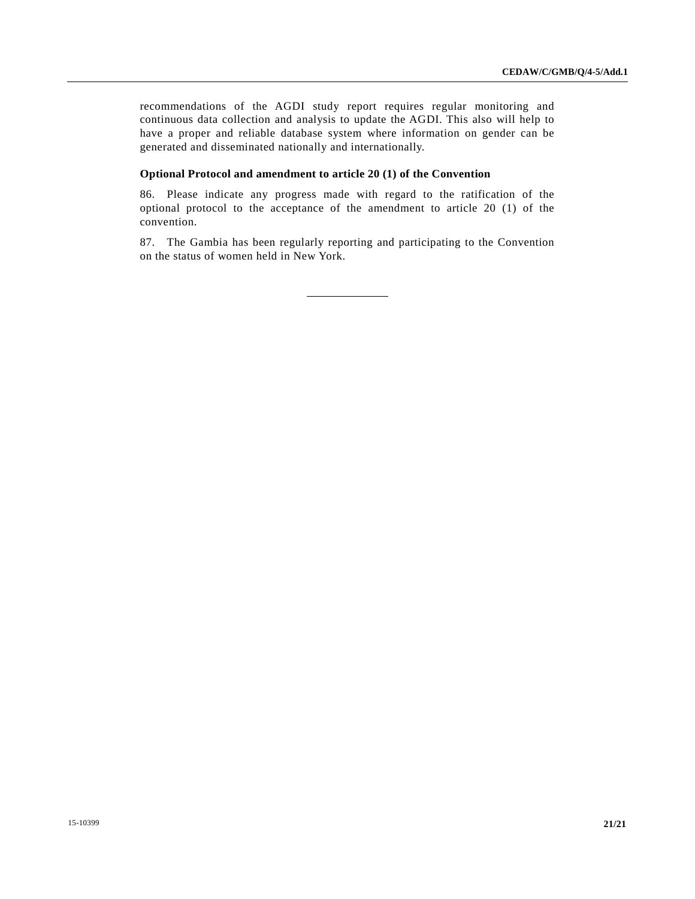recommendations of the AGDI study report requires regular monitoring and continuous data collection and analysis to update the AGDI. This also will help to have a proper and reliable database system where information on gender can be generated and disseminated nationally and internationally.

### Optional Protocol and amendment to article 20 (1) of the Convention

86. Please indicate any progress made with regard to the ratification of the optional protocol to the acceptance of the amendment to article 20 (1) of the convention.

87. The Gambia has been regularly reporting and participating to the Convention on the status of women held in New York.